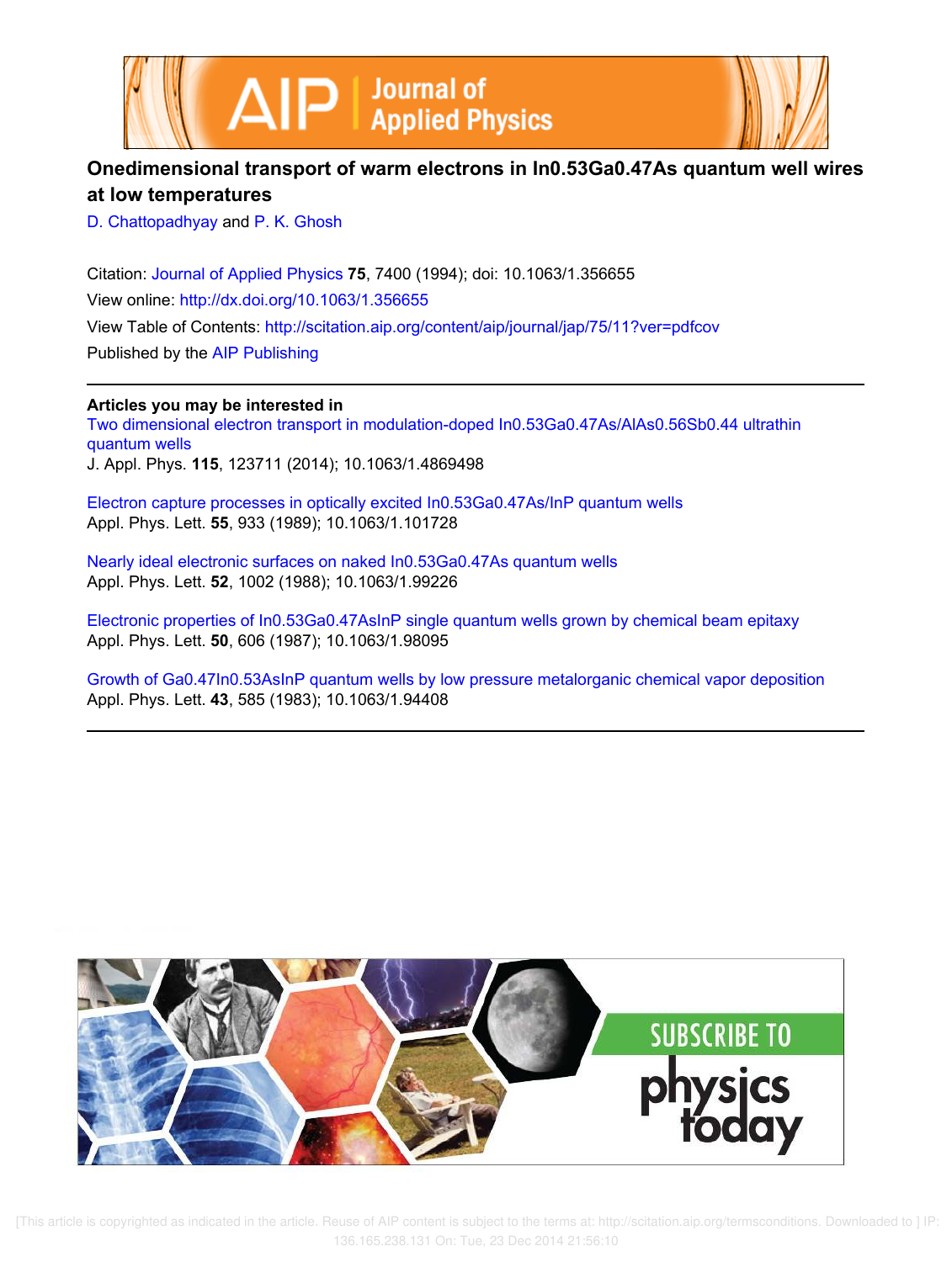# Onedimensional transport of warm electrons in In0.53Ga0.47As quantum well wires at low temperatures

D. Chattopadhyay and P. K. Ghosh

Citation: Journal of Applied Physics **75**, 7400 (1994); doi: 10.1063/1.356655

View online: http://dx.doi.org/10.1063/1.356655

View Table of Contents: http://scitation.aip.org/content/aip/journal/jap/75/11?ver=pdfcov

Published by the AIP Publishing

**Articles you may be interested in**

Two dimensional electron transport in modulation-doped In0.53Ga0.47As/AlAs0.56Sb0.44 ultrathin quantum wells
J. Appl. Phys. **115**, 123711 (2014); 10.1063/1.4869498

Electron capture processes in optically excited In0.53Ga0.47As/InP quantum wells
Appl. Phys. Lett. **55**, 933 (1989); 10.1063/1.101728

Nearly ideal electronic surfaces on naked In0.53Ga0.47As quantum wells
Appl. Phys. Lett. **52**, 1002 (1988); 10.1063/1.99226

Electronic properties of In0.53Ga0.47AsInP single quantum wells grown by chemical beam epitaxy
Appl. Phys. Lett. **50**, 606 (1987); 10.1063/1.98095

Growth of Ga0.47In0.53AsInP quantum wells by low pressure metalorganic chemical vapor deposition
Appl. Phys. Lett. **43**, 585 (1983); 10.1063/1.94408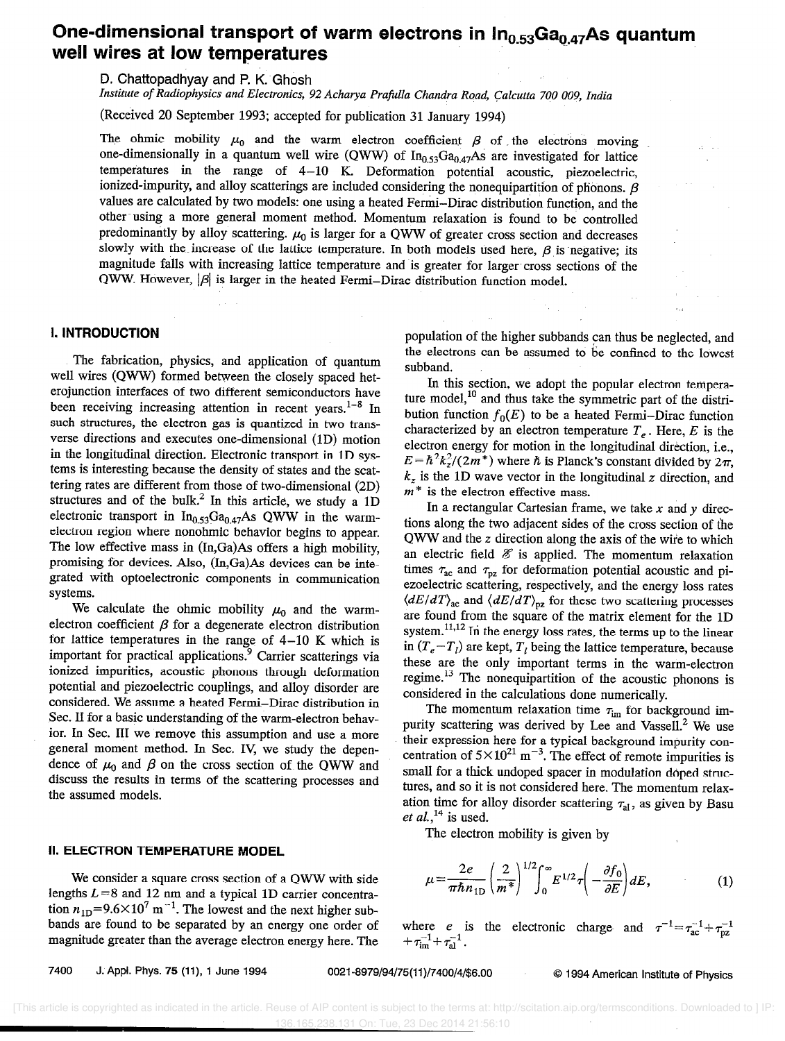# One-dimensional transport of warm electrons in $In_{0.53}Ga_{0.47}As$ quantum well wires at low temperatures

D. Chattopadhyay and P. K. Ghosh

*Institute of Radiophysics and Electronics, 92 Acharya Prafulla Chandra Road, Calcutta 700 009, India*

(Received 20 September 1993; accepted for publication 31 January 1994)

The ohmic mobility $\mu_0$ and the warm electron coefficient $\beta$ of the electrons moving one-dimensionally in a quantum well wire (QWW) of $In_{0.53}Ga_{0.47}As$ are investigated for lattice temperatures in the range of 4–10 K. Deformation potential acoustic, piezoelectric, ionized-impurity, and alloy scatterings are included considering the nonequipartition of phonons. $\beta$ values are calculated by two models: one using a heated Fermi–Dirac distribution function, and the other using a more general moment method. Momentum relaxation is found to be controlled predominantly by alloy scattering. $\mu_0$ is larger for a QWW of greater cross section and decreases slowly with the increase of the lattice temperature. In both models used here, $\beta$ is negative; its magnitude falls with increasing lattice temperature and is greater for larger cross sections of the QWW. However, $|\beta|$ is larger in the heated Fermi–Dirac distribution function model.

## I. INTRODUCTION

The fabrication, physics, and application of quantum well wires (QWW) formed between the closely spaced heterojunction interfaces of two different semiconductors have been receiving increasing attention in recent years.[1–8] In such structures, the electron gas is quantized in two transverse directions and executes one-dimensional (1D) motion in the longitudinal direction. Electronic transport in 1D systems is interesting because the density of states and the scattering rates are different from those of two-dimensional (2D) structures and of the bulk.[2] In this article, we study a 1D electronic transport in $In_{0.53}Ga_{0.47}As$ QWW in the warm-electron region where nonohmic behavior begins to appear. The low effective mass in (In,Ga)As offers a high mobility, promising for devices. Also, (In,Ga)As devices can be integrated with optoelectronic components in communication systems.

We calculate the ohmic mobility $\mu_0$ and the warm-electron coefficient $\beta$ for a degenerate electron distribution for lattice temperatures in the range of 4–10 K which is important for practical applications.[9] Carrier scatterings via ionized impurities, acoustic phonons through deformation potential and piezoelectric couplings, and alloy disorder are considered. We assume a heated Fermi–Dirac distribution in Sec. II for a basic understanding of the warm-electron behavior. In Sec. III we remove this assumption and use a more general moment method. In Sec. IV, we study the dependence of $\mu_0$ and $\beta$ on the cross section of the QWW and discuss the results in terms of the scattering processes and the assumed models.

## II. ELECTRON TEMPERATURE MODEL

We consider a square cross section of a QWW with side lengths $L=8$ and 12 nm and a typical 1D carrier concentration $n_{1D}=9.6\times10^{7}\ \text{m}^{-1}$. The lowest and the next higher subbands are found to be separated by an energy one order of magnitude greater than the average electron energy here. The population of the higher subbands can thus be neglected, and the electrons can be assumed to be confined to the lowest subband.

In this section, we adopt the popular electron temperature model,[10] and thus take the symmetric part of the distribution function $f_0(E)$ to be a heated Fermi–Dirac function characterized by an electron temperature $T_e$. Here, $E$ is the electron energy for motion in the longitudinal direction, i.e., $E=\hbar^2k_z^2/(2m^*)$ where $\hbar$ is Planck's constant divided by $2\pi$, $k_z$ is the 1D wave vector in the longitudinal $z$ direction, and $m^*$ is the electron effective mass.

In a rectangular Cartesian frame, we take $x$ and $y$ directions along the two adjacent sides of the cross section of the QWW and the $z$ direction along the axis of the wire to which an electric field $\mathscr{E}$ is applied. The momentum relaxation times $\tau_{ac}$ and $\tau_{pz}$ for deformation potential acoustic and piezoelectric scattering, respectively, and the energy loss rates $\langle dE/dT\rangle_{ac}$ and $\langle dE/dT\rangle_{pz}$ for these two scattering processes are found from the square of the matrix element for the 1D system.[11,12] In the energy loss rates, the terms up to the linear in $(T_e-T_l)$ are kept, $T_l$ being the lattice temperature, because these are the only important terms in the warm-electron regime.[13] The nonequipartition of the acoustic phonons is considered in the calculations done numerically.

The momentum relaxation time $\tau_{im}$ for background impurity scattering was derived by Lee and Vassell.[2] We use their expression here for a typical background impurity concentration of $5\times10^{21}\ \text{m}^{-3}$. The effect of remote impurities is small for a thick undoped spacer in modulation doped structures, and so it is not considered here. The momentum relaxation time for alloy disorder scattering $\tau_{al}$, as given by Basu *et al.*,[14] is used.

The electron mobility is given by

$$\mu=\frac{2e}{\pi\hbar n_{1D}}\left(\frac{2}{m^*}\right)^{1/2}\int_0^\infty E^{1/2}\tau\left(-\frac{\partial f_0}{\partial E}\right)dE, \tag{1}$$

where $e$ is the electronic charge and $\tau^{-1}=\tau_{ac}^{-1}+\tau_{pz}^{-1}+\tau_{im}^{-1}+\tau_{al}^{-1}$.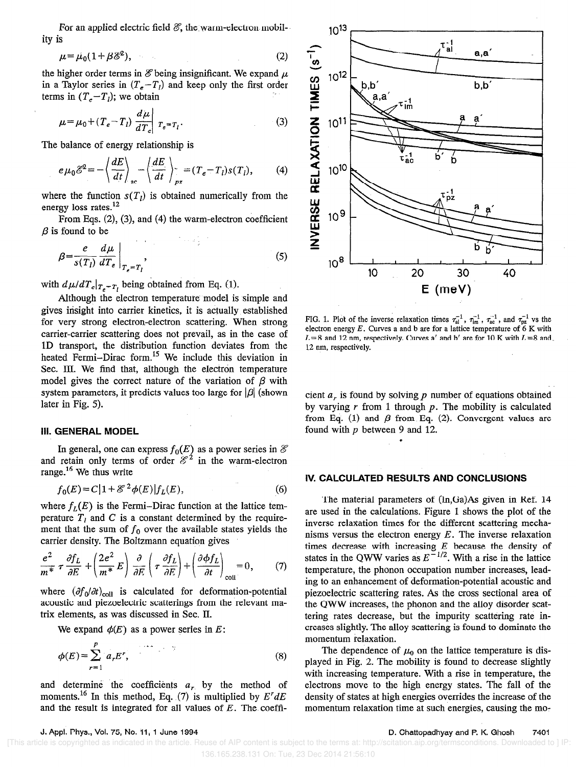For an applied electric field $\mathscr{E}$, the warm-electron mobility is

$$\mu = \mu_0(1+\beta\mathscr{E}^2), \tag{2}$$

the higher order terms in $\mathscr{E}$ being insignificant. We expand $\mu$ in a Taylor series in $(T_e-T_l)$ and keep only the first order terms in $(T_e-T_l)$; we obtain

$$\mu = \mu_0 + (T_e - T_l)\left.\frac{d\mu}{dT_e}\right|_{T_e=T_l}. \tag{3}$$

The balance of energy relationship is

$$e\mu_0\mathscr{E}^2 = -\left\langle\frac{dE}{dt}\right\rangle_{ac} - \left\langle\frac{dE}{dt}\right\rangle_{pz} = (T_e - T_l)s(T_l), \tag{4}$$

where the function $s(T_l)$ is obtained numerically from the energy loss rates.[12]

From Eqs. (2), (3), and (4) the warm-electron coefficient $\beta$ is found to be

$$\beta = \frac{e}{s(T_l)}\left.\frac{d\mu}{dT_e}\right|_{T_e=T_l}, \tag{5}$$

with $d\mu/dT_e|_{T_e=T_l}$ being obtained from Eq. (1).

Although the electron temperature model is simple and gives insight into carrier kinetics, it is actually established for very strong electron-electron scattering. When strong carrier-carrier scattering does not prevail, as in the case of 1D transport, the distribution function deviates from the heated Fermi–Dirac form.[15] We include this deviation in Sec. III. We find that, although the electron temperature model gives the correct nature of the variation of $\beta$ with system parameters, it predicts values too large for $|\beta|$ (shown later in Fig. 5).

## III. GENERAL MODEL

In general, one can express $f_0(E)$ as a power series in $\mathscr{E}$ and retain only terms of order $\mathscr{E}^2$ in the warm-electron range.[16] We thus write

$$f_0(E) = C[1 + \mathscr{E}^2\phi(E)]f_L(E), \tag{6}$$

where $f_L(E)$ is the Fermi–Dirac function at the lattice temperature $T_l$ and $C$ is a constant determined by the requirement that the sum of $f_0$ over the available states yields the carrier density. The Boltzmann equation gives

$$\frac{e^2}{m^*}\tau\frac{\partial f_L}{\partial E} + \left(\frac{2e^2}{m^*}E\right)\frac{\partial}{\partial E}\left(\tau\frac{\partial f_L}{\partial E}\right) + \left(\frac{\partial \phi f_L}{\partial t}\right)_{\text{coll}} = 0, \tag{7}$$

where $(\partial f_0/\partial t)_{\text{coll}}$ is calculated for deformation-potential acoustic and piezoelectric scatterings from the relevant matrix elements, as was discussed in Sec. II.

We expand $\phi(E)$ as a power series in $E$:

$$\phi(E) = \sum_{r=1}^{p} a_r E^r, \tag{8}$$

and determine the coefficients $a_r$ by the method of moments.[16] In this method, Eq. (7) is multiplied by $E^r dE$ and the result is integrated for all values of $E$. The coefficient $a_r$ is found by solving $p$ number of equations obtained by varying $r$ from 1 through $p$. The mobility is calculated from Eq. (1) and $\beta$ from Eq. (2). Convergent values are found with $p$ between 9 and 12.

FIG. 1. Plot of the inverse relaxation times $\tau_{al}^{-1}$, $\tau_{im}^{-1}$, $\tau_{ac}^{-1}$, and $\tau_{pz}^{-1}$ vs the electron energy $E$. Curves a and b are for a lattice temperature of 6 K with $L=8$ and 12 nm, respectively. Curves a′ and b′ are for 10 K with $L=8$ and 12 nm, respectively.

## IV. CALCULATED RESULTS AND CONCLUSIONS

The material parameters of (In,Ga)As given in Ref. 14 are used in the calculations. Figure 1 shows the plot of the inverse relaxation times for the different scattering mechanisms versus the electron energy $E$. The inverse relaxation times decrease with increasing $E$ because the density of states in the QWW varies as $E^{-1/2}$. With a rise in the lattice temperature, the phonon occupation number increases, leading to an enhancement of deformation-potential acoustic and piezoelectric scattering rates. As the cross sectional area of the QWW increases, the phonon and the alloy disorder scattering rates decrease, but the impurity scattering rate increases slightly. The alloy scattering is found to dominate the momentum relaxation.

The dependence of $\mu_0$ on the lattice temperature is displayed in Fig. 2. The mobility is found to decrease slightly with increasing temperature. With a rise in temperature, the electrons move to the high energy states. The fall of the density of states at high energies overrides the increase of the momentum relaxation time at such energies, causing the mo-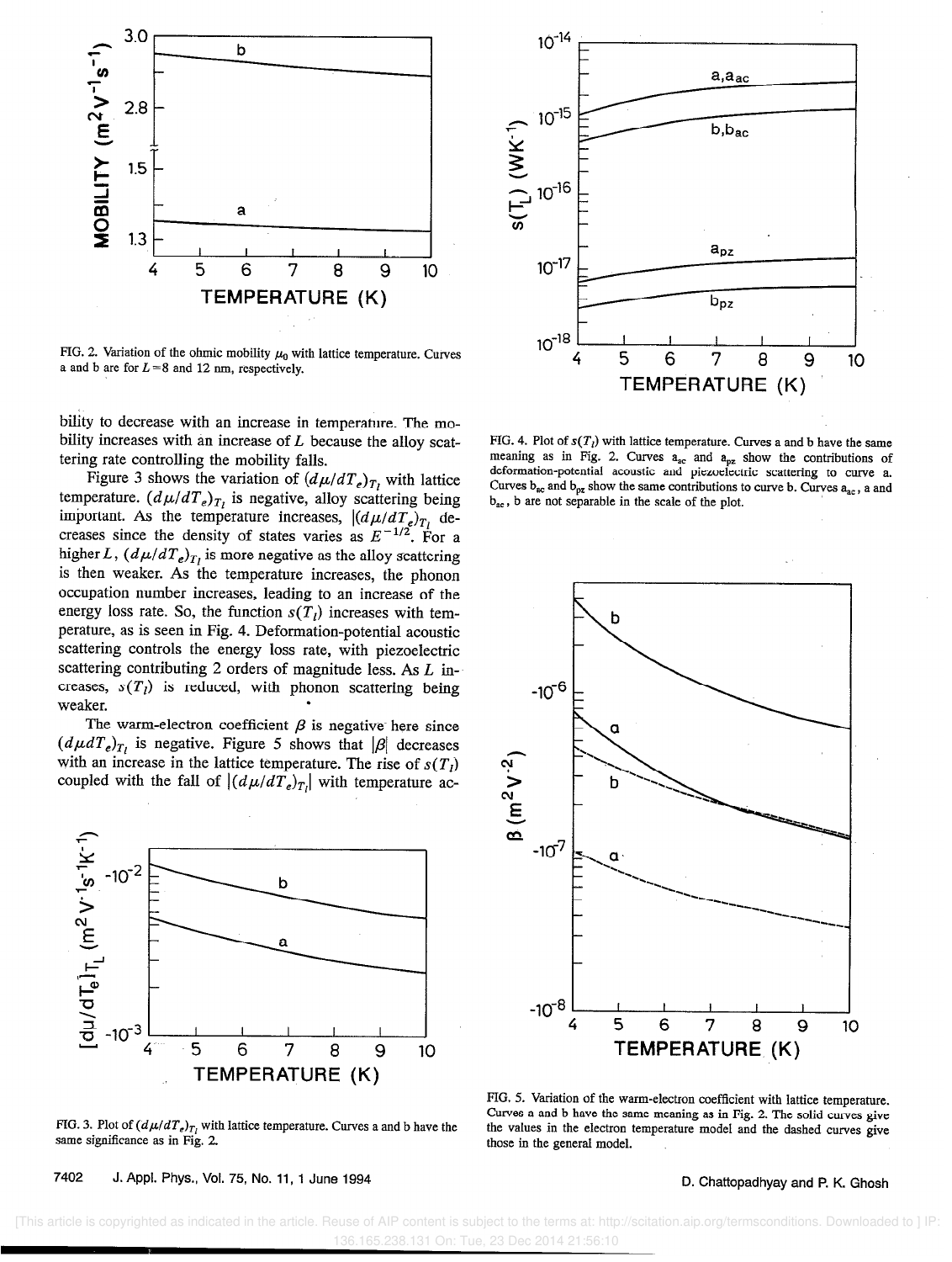FIG. 2. Variation of the ohmic mobility $\mu_0$ with lattice temperature. Curves a and b are for $L=8$ and 12 nm, respectively.

bility to decrease with an increase in temperature. The mobility increases with an increase of $L$ because the alloy scattering rate controlling the mobility falls.

Figure 3 shows the variation of $(d\mu/dT_e)_{T_l}$ with lattice temperature. $(d\mu/dT_e)_{T_l}$ is negative, alloy scattering being important. As the temperature increases, $|(d\mu/dT_e)_{T_l}|$ decreases since the density of states varies as $E^{-1/2}$. For a higher $L$, $(d\mu/dT_e)_{T_l}$ is more negative as the alloy scattering is then weaker. As the temperature increases, the phonon occupation number increases, leading to an increase of the energy loss rate. So, the function $s(T_l)$ increases with temperature, as is seen in Fig. 4. Deformation-potential acoustic scattering controls the energy loss rate, with piezoelectric scattering contributing 2 orders of magnitude less. As $L$ increases, $s(T_l)$ is reduced, with phonon scattering being weaker.

The warm-electron coefficient $\beta$ is negative here since $(d\mu dT_e)_{T_l}$ is negative. Figure 5 shows that $|\beta|$ decreases with an increase in the lattice temperature. The rise of $s(T_l)$ coupled with the fall of $|(d\mu/dT_e)_{T_l}|$ with temperature ac-

FIG. 3. Plot of $(d\mu/dT_e)_{T_l}$ with lattice temperature. Curves a and b have the same significance as in Fig. 2.

FIG. 4. Plot of $s(T_l)$ with lattice temperature. Curves a and b have the same meaning as in Fig. 2. Curves $a_{ac}$ and $a_{pz}$ show the contributions of deformation-potential acoustic and piezoelectric scattering to curve a. Curves $b_{ac}$ and $b_{pz}$ show the same contributions to curve b. Curves $a_{ac}$, a and $b_{ac}$, b are not separable in the scale of the plot.

FIG. 5. Variation of the warm-electron coefficient with lattice temperature. Curves a and b have the same meaning as in Fig. 2. The solid curves give the values in the electron temperature model and the dashed curves give those in the general model.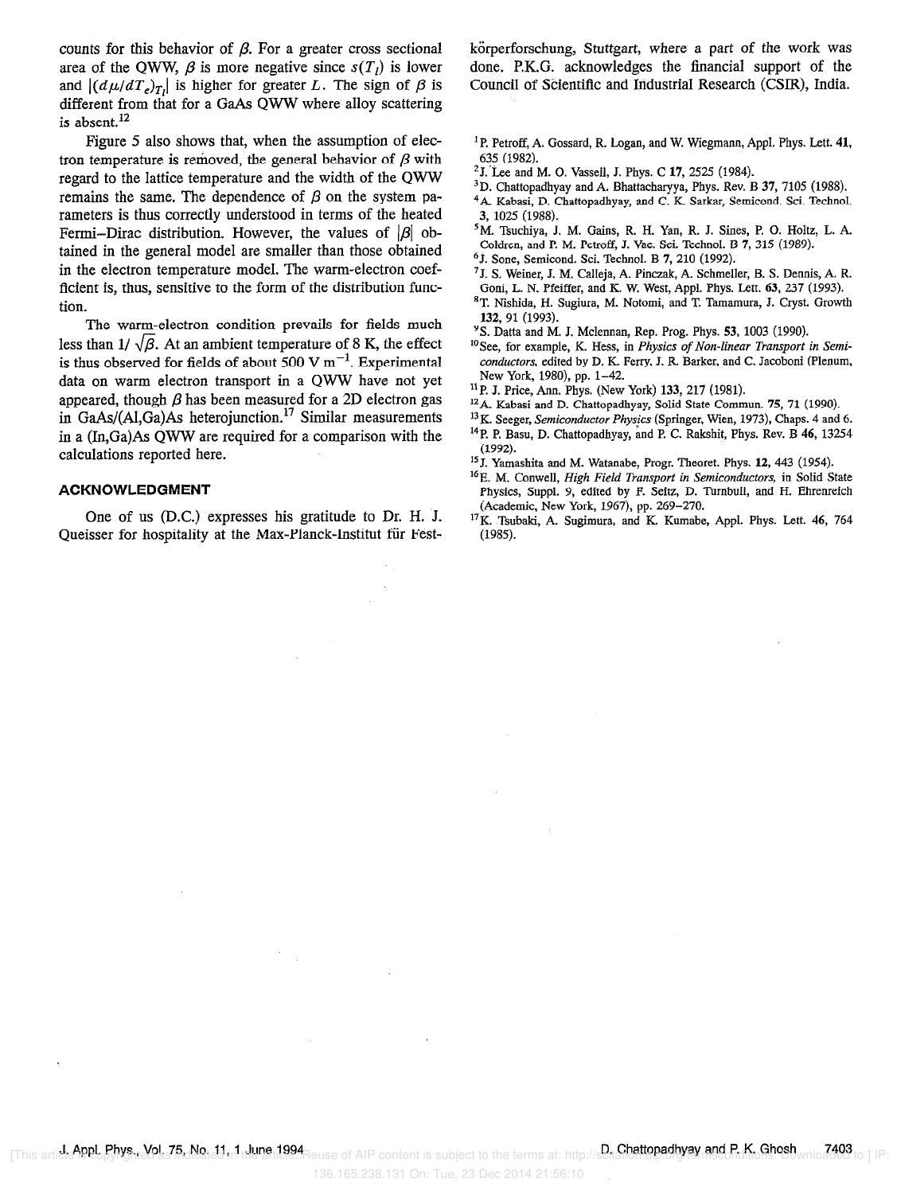counts for this behavior of $\beta$. For a greater cross sectional area of the QWW, $\beta$ is more negative since $s(T_l)$ is lower and $|(d\mu/dT_e)_{T_l}|$ is higher for greater $L$. The sign of $\beta$ is different from that for a GaAs QWW where alloy scattering is absent.[12]

Figure 5 also shows that, when the assumption of electron temperature is removed, the general behavior of $\beta$ with regard to the lattice temperature and the width of the QWW remains the same. The dependence of $\beta$ on the system parameters is thus correctly understood in terms of the heated Fermi–Dirac distribution. However, the values of $|\beta|$ obtained in the general model are smaller than those obtained in the electron temperature model. The warm-electron coefficient is, thus, sensitive to the form of the distribution function.

The warm-electron condition prevails for fields much less than $1/\sqrt{\beta}$. At an ambient temperature of 8 K, the effect is thus observed for fields of about 500 V $m^{-1}$. Experimental data on warm electron transport in a QWW have not yet appeared, though $\beta$ has been measured for a 2D electron gas in GaAs/(Al,Ga)As heterojunction.[17] Similar measurements in a (In,Ga)As QWW are required for a comparison with the calculations reported here.

## ACKNOWLEDGMENT

One of us (D.C.) expresses his gratitude to Dr. H. J. Queisser for hospitality at the Max-Planck-Institut für Festkörperforschung, Stuttgart, where a part of the work was done. P.K.G. acknowledges the financial support of the Council of Scientific and Industrial Research (CSIR), India.

[1] P. Petroff, A. Gossard, R. Logan, and W. Wiegmann, Appl. Phys. Lett. **41**, 635 (1982).
[2] J. Lee and M. O. Vassell, J. Phys. C **17**, 2525 (1984).
[3] D. Chattopadhyay and A. Bhattacharyya, Phys. Rev. B **37**, 7105 (1988).
[4] A. Kabasi, D. Chattopadhyay, and C. K. Sarkar, Semicond. Sci. Technol. **3**, 1025 (1988).
[5] M. Tsuchiya, J. M. Gains, R. H. Yan, R. J. Sines, P. O. Holtz, L. A. Coldren, and P. M. Petroff, J. Vac. Sci. Technol. B **7**, 315 (1989).
[6] J. Sone, Semicond. Sci. Technol. B **7**, 210 (1992).
[7] J. S. Weiner, J. M. Calleja, A. Pinczak, A. Schmeller, B. S. Dennis, A. R. Goni, L. N. Pfeiffer, and K. W. West, Appl. Phys. Lett. **63**, 237 (1993).
[8] T. Nishida, H. Sugiura, M. Notomi, and T. Tamamura, J. Cryst. Growth **132**, 91 (1993).
[9] S. Datta and M. J. Mclennan, Rep. Prog. Phys. **53**, 1003 (1990).
[10] See, for example, K. Hess, in *Physics of Non-linear Transport in Semiconductors*, edited by D. K. Ferry, J. R. Barker, and C. Jacoboni (Plenum, New York, 1980), pp. 1–42.
[11] P. J. Price, Ann. Phys. (New York) **133**, 217 (1981).
[12] A. Kabasi and D. Chattopadhyay, Solid State Commun. **75**, 71 (1990).
[13] K. Seeger, *Semiconductor Physics* (Springer, Wien, 1973), Chaps. 4 and 6.
[14] P. P. Basu, D. Chattopadhyay, and P. C. Rakshit, Phys. Rev. B **46**, 13254 (1992).
[15] J. Yamashita and M. Watanabe, Progr. Theoret. Phys. **12**, 443 (1954).
[16] E. M. Conwell, *High Field Transport in Semiconductors*, in Solid State Physics, Suppl. 9, edited by F. Seitz, D. Turnbull, and H. Ehrenreich (Academic, New York, 1967), pp. 269–270.
[17] K. Tsubaki, A. Sugimura, and K. Kumabe, Appl. Phys. Lett. **46**, 764 (1985).